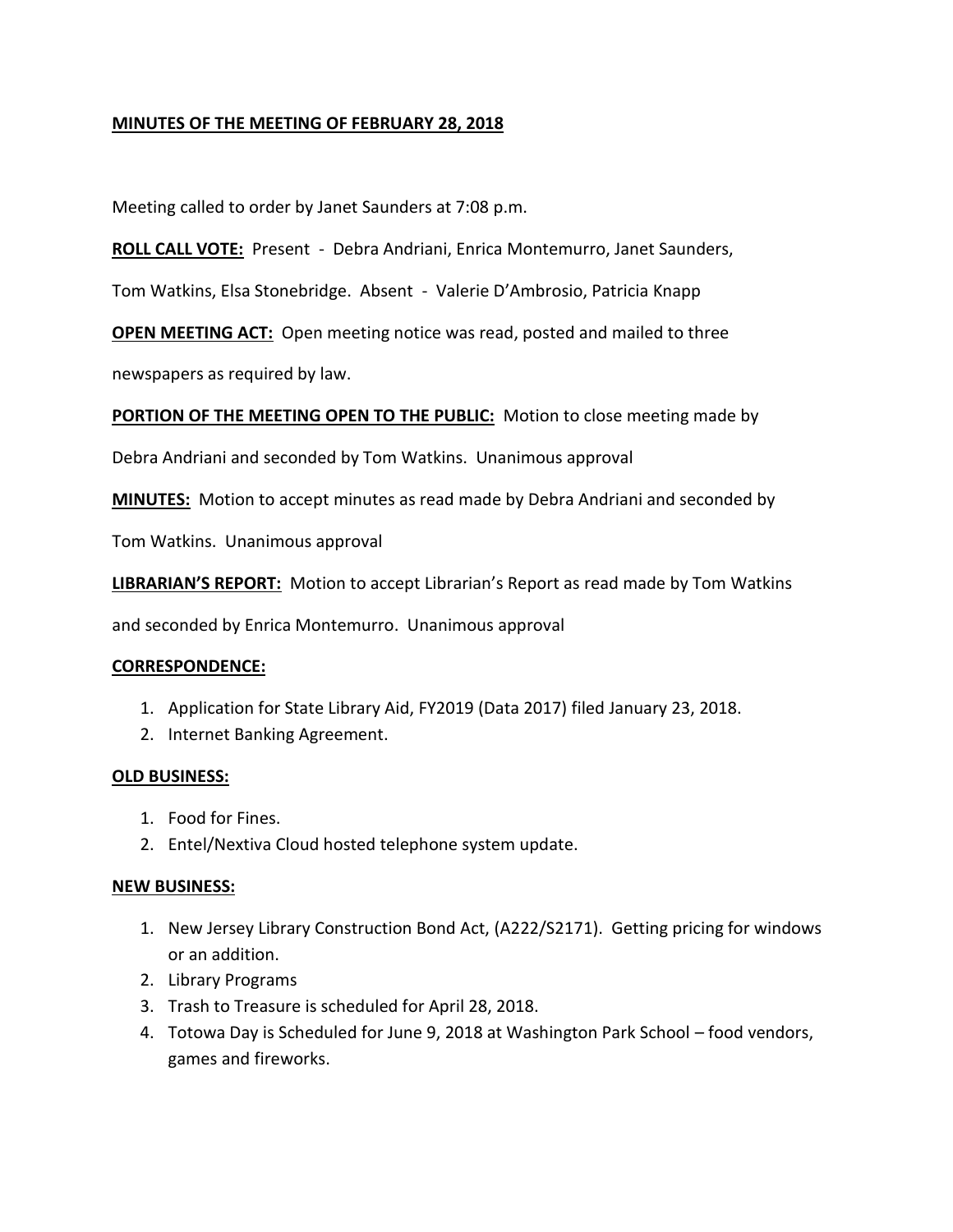**MINUTES OF THE MEETING OF FEBRUARY 28, 2018**

Meeting called to order by Janet Saunders at 7:08 p.m.

**ROLL CALL VOTE:** Present - Debra Andriani, Enrica Montemurro, Janet Saunders, Tom Watkins, Elsa Stonebridge. Absent - Valerie D'Ambrosio, Patricia Knapp

**OPEN MEETING ACT:** Open meeting notice was read, posted and mailed to three newspapers as required by law.

**PORTION OF THE MEETING OPEN TO THE PUBLIC:** Motion to close meeting made by Debra Andriani and seconded by Tom Watkins. Unanimous approval

**MINUTES:** Motion to accept minutes as read made by Debra Andriani and seconded by Tom Watkins. Unanimous approval

**LIBRARIAN'S REPORT:** Motion to accept Librarian's Report as read made by Tom Watkins and seconded by Enrica Montemurro. Unanimous approval

**CORRESPONDENCE:**

1. Application for State Library Aid, FY2019 (Data 2017) filed January 23, 2018.
2. Internet Banking Agreement.

**OLD BUSINESS:**

1. Food for Fines.
2. Entel/Nextiva Cloud hosted telephone system update.

**NEW BUSINESS:**

1. New Jersey Library Construction Bond Act, (A222/S2171). Getting pricing for windows or an addition.
2. Library Programs
3. Trash to Treasure is scheduled for April 28, 2018.
4. Totowa Day is Scheduled for June 9, 2018 at Washington Park School – food vendors, games and fireworks.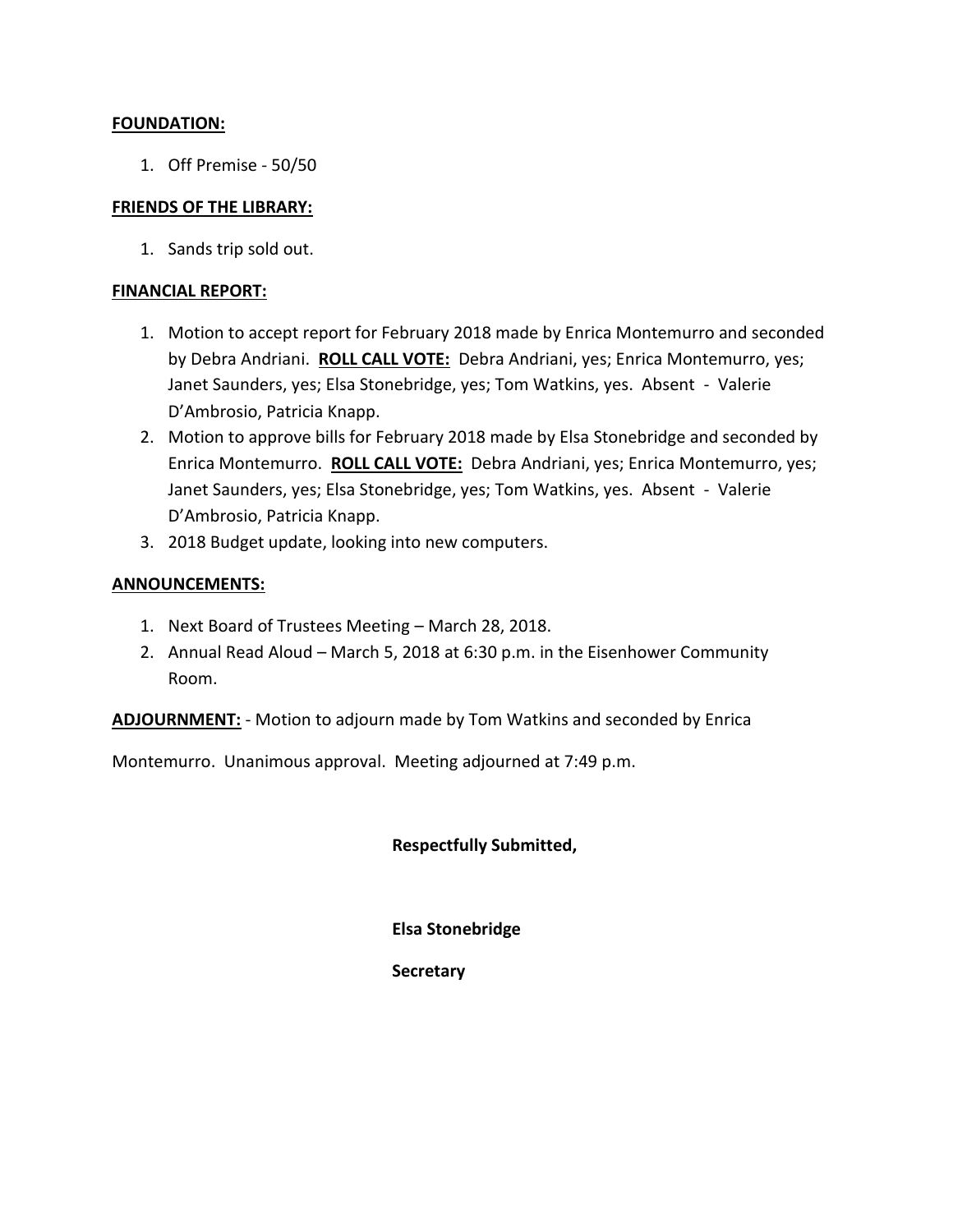**FOUNDATION:**

1. Off Premise - 50/50

**FRIENDS OF THE LIBRARY:**

1. Sands trip sold out.

**FINANCIAL REPORT:**

1. Motion to accept report for February 2018 made by Enrica Montemurro and seconded by Debra Andriani. **ROLL CALL VOTE:** Debra Andriani, yes; Enrica Montemurro, yes; Janet Saunders, yes; Elsa Stonebridge, yes; Tom Watkins, yes. Absent - Valerie D'Ambrosio, Patricia Knapp.
2. Motion to approve bills for February 2018 made by Elsa Stonebridge and seconded by Enrica Montemurro. **ROLL CALL VOTE:** Debra Andriani, yes; Enrica Montemurro, yes; Janet Saunders, yes; Elsa Stonebridge, yes; Tom Watkins, yes. Absent - Valerie D'Ambrosio, Patricia Knapp.
3. 2018 Budget update, looking into new computers.

**ANNOUNCEMENTS:**

1. Next Board of Trustees Meeting – March 28, 2018.
2. Annual Read Aloud – March 5, 2018 at 6:30 p.m. in the Eisenhower Community Room.

**ADJOURNMENT:** - Motion to adjourn made by Tom Watkins and seconded by Enrica Montemurro. Unanimous approval. Meeting adjourned at 7:49 p.m.

**Respectfully Submitted,**

**Elsa Stonebridge**

**Secretary**